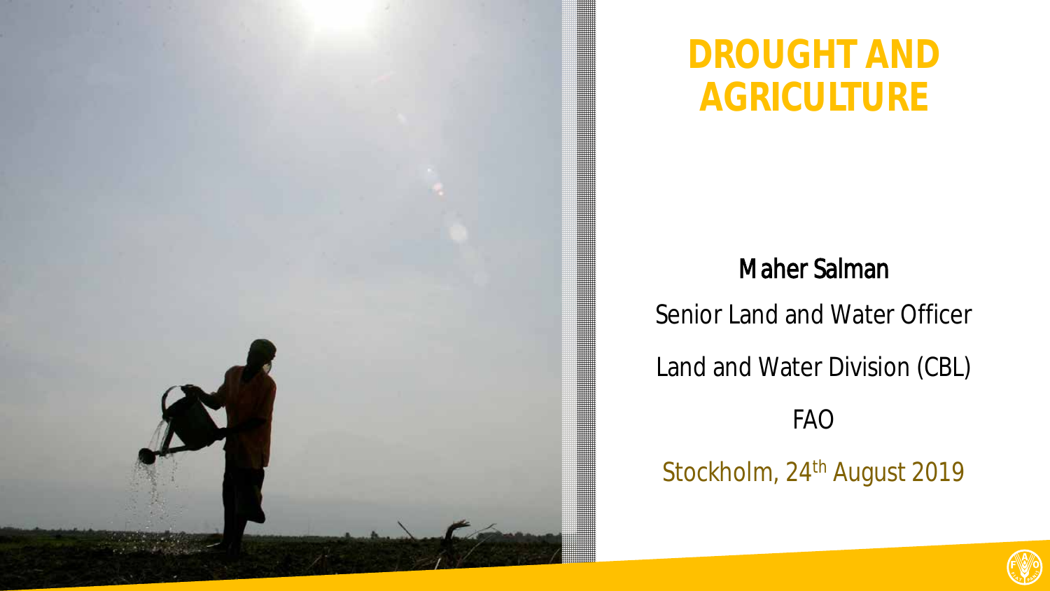# DROUGHT AND AGRICULTURE

**Maher Salman**

Senior Land and Water Officer

Land and Water Division (CBL)

FAO

Stockholm, 24th August 2019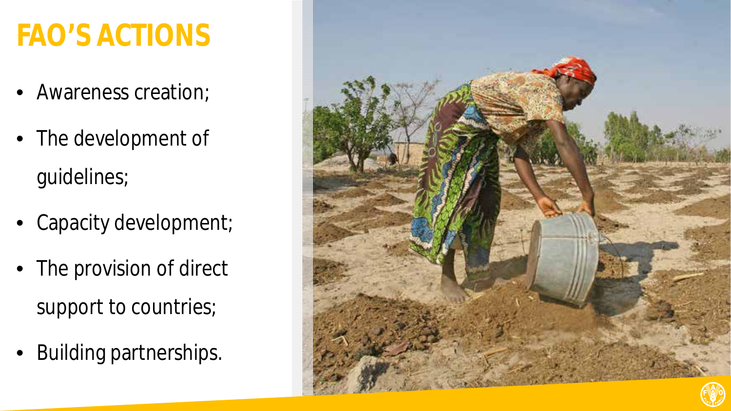# FAO'S ACTIONS

- Awareness creation;
- The development of guidelines;
- Capacity development;
- The provision of direct support to countries;
- Building partnerships.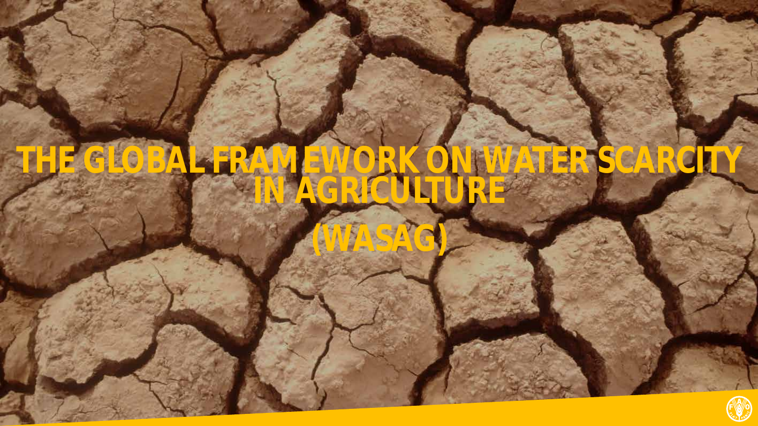# THE GLOBAL FRAMEWORK ON WATER SCARCITY IN AGRICULTURE

# (WASAG)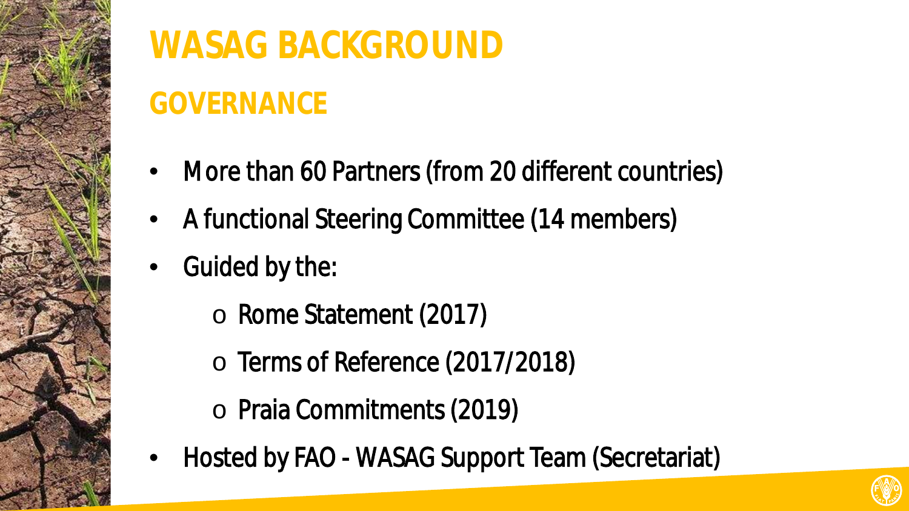# WASAG BACKGROUND

## GOVERNANCE

- More than 60 Partners (from 20 different countries)
- A functional Steering Committee (14 members)
- Guided by the:
  - Rome Statement (2017)
  - Terms of Reference (2017/2018)
  - Praia Commitments (2019)
- Hosted by FAO - WASAG Support Team (Secretariat)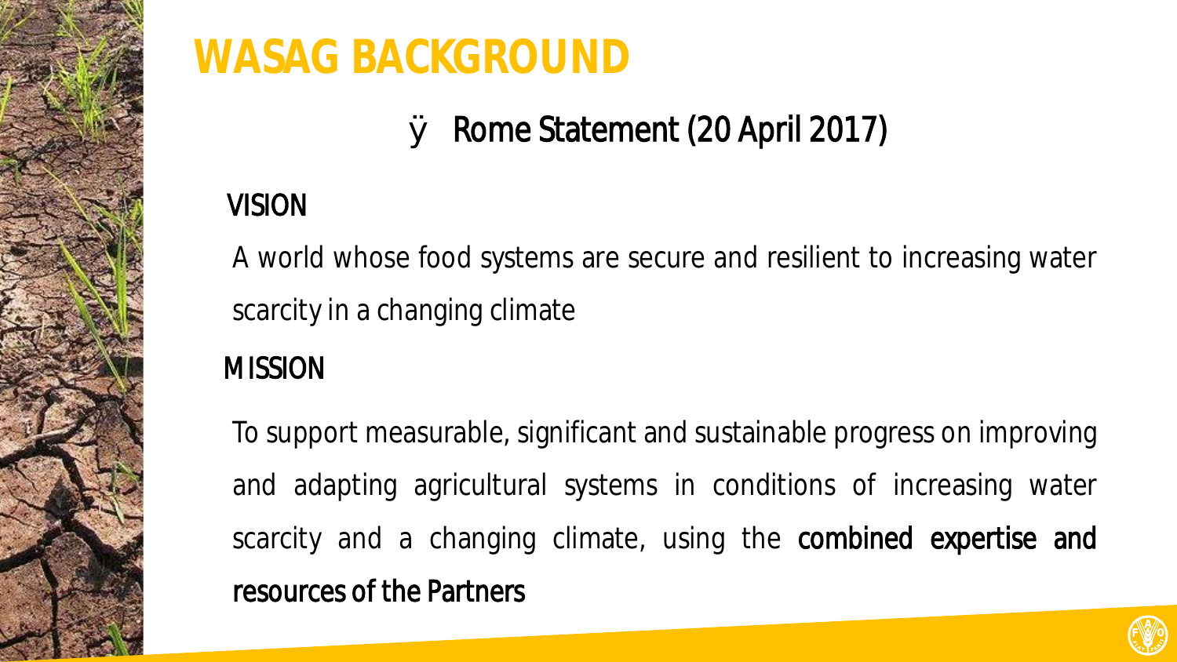# WASAG BACKGROUND

- Rome Statement (20 April 2017)

## VISION

A world whose food systems are secure and resilient to increasing water scarcity in a changing climate

## MISSION

To support measurable, significant and sustainable progress on improving and adapting agricultural systems in conditions of increasing water scarcity and a changing climate, using the **combined expertise and resources of the Partners**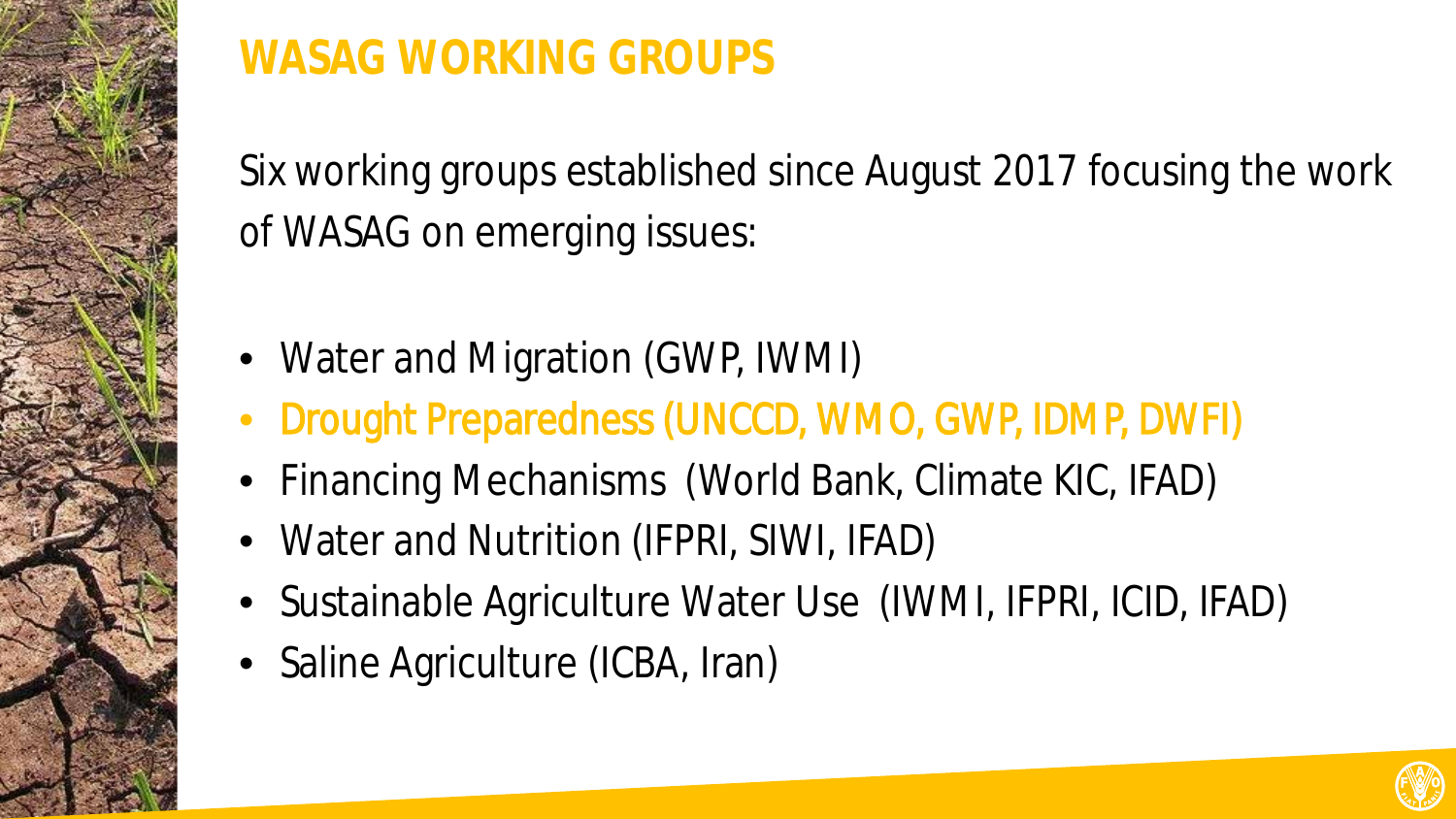# WASAG WORKING GROUPS

Six working groups established since August 2017 focusing the work of WASAG on emerging issues:

- Water and Migration (GWP, IWMI)
- Drought Preparedness (UNCCD, WMO, GWP, IDMP, DWFI)
- Financing Mechanisms (World Bank, Climate KIC, IFAD)
- Water and Nutrition (IFPRI, SIWI, IFAD)
- Sustainable Agriculture Water Use (IWMI, IFPRI, ICID, IFAD)
- Saline Agriculture (ICBA, Iran)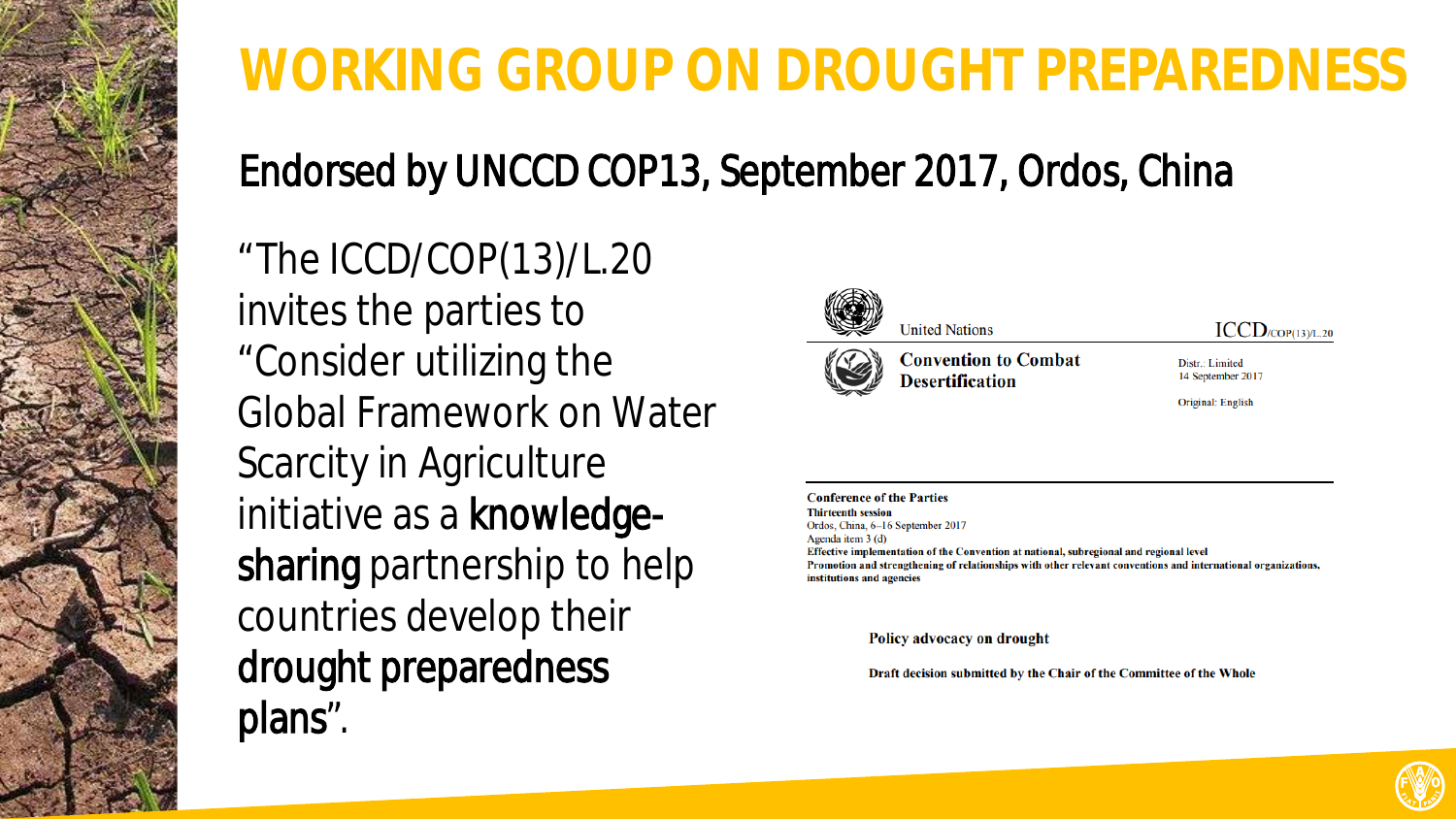# WORKING GROUP ON DROUGHT PREPAREDNESS

## Endorsed by UNCCD COP13, September 2017, Ordos, China

"The ICCD/COP(13)/L.20 invites the parties to "Consider utilizing the Global Framework on Water Scarcity in Agriculture initiative as a **knowledge-sharing** partnership to help countries develop their **drought preparedness plans**".

United Nations

ICCD/COP(13)/L.20

**Convention to Combat Desertification**

Distr.: Limited
14 September 2017

Original: English

**Conference of the Parties**
**Thirteenth session**
Ordos, China, 6–16 September 2017
Agenda item 3 (d)
**Effective implementation of the Convention at national, subregional and regional level**
**Promotion and strengthening of relationships with other relevant conventions and international organizations, institutions and agencies**

**Policy advocacy on drought**

**Draft decision submitted by the Chair of the Committee of the Whole**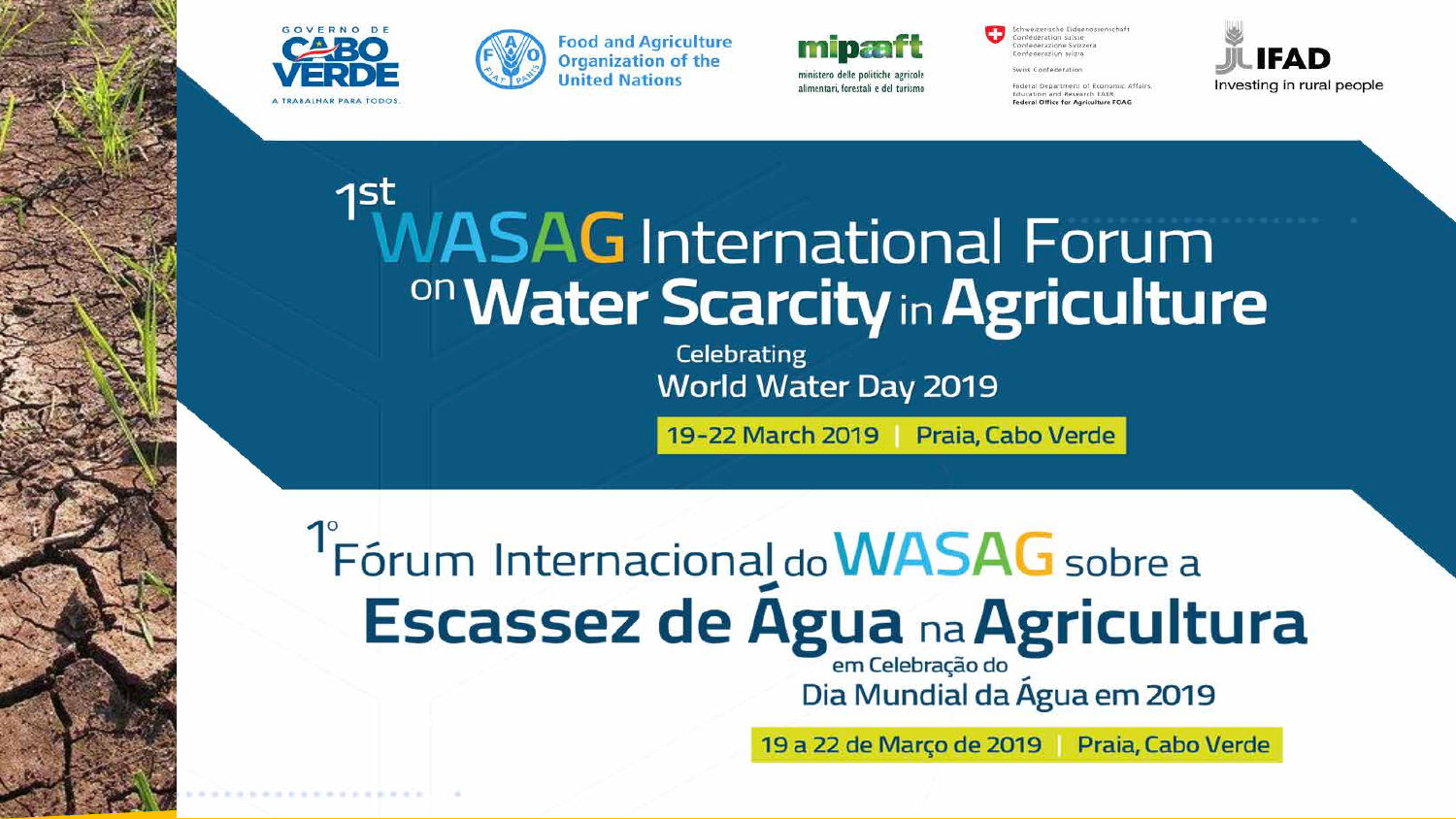GOVERNO DE CABO VERDE
A TRABALHAR PARA TODOS.

Food and Agriculture Organization of the United Nations

mipaaft
ministero delle politiche agricole alimentari, forestali e del turismo

Schweizerische Eidgenossenschaft
Confédération suisse
Confederazione Svizzera
Confederaziun svizra

Swiss Confederation

Federal Department of Economic Affairs, Education and Research EAER
Federal Office for Agriculture FOAG

IFAD
Investing in rural people

# 1st WASAG International Forum on Water Scarcity in Agriculture

Celebrating
World Water Day 2019

19-22 March 2019 | Praia, Cabo Verde

# 1° Fórum Internacional do WASAG sobre a Escassez de Água na Agricultura

em Celebração do
Dia Mundial da Água em 2019

19 a 22 de Março de 2019 | Praia, Cabo Verde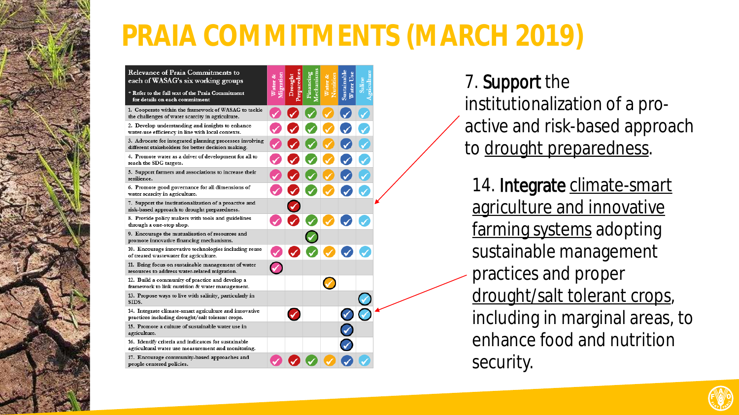# PRAIA COMMITMENTS (MARCH 2019)

| Relevance of Praia Commitments to each of WASAG's six working groups<br>* Refer to the full text of the Praia Commitment for details on each commitment | Water & Migration | Drought Preparedness | Financing Mechanisms | Water & Nutrition | Sustainable Water Use | Saline Agriculture |
|---|---|---|---|---|---|---|
| 1. Cooperate within the framework of WASAG to tackle the challenges of water scarcity in agriculture. | ✓ | ✓ | ✓ | ✓ | ✓ | ✓ |
| 2. Develop understanding and insights to enhance water-use efficiency in line with local contexts. | ✓ | ✓ | ✓ | ✓ | ✓ | ✓ |
| 3. Advocate for integrated planning processes involving different stakeholders for better decision making. | ✓ | ✓ | ✓ | ✓ | ✓ | ✓ |
| 4. Promote water as a driver of development for all to reach the SDG targets. | ✓ | ✓ | ✓ | ✓ | ✓ | ✓ |
| 5. Support farmers and associations to increase their resilience. | ✓ | ✓ | ✓ | ✓ | ✓ | ✓ |
| 6. Promote good governance for all dimensions of water scarcity in agriculture. | ✓ | ✓ | ✓ | ✓ | ✓ | ✓ |
| 7. Support the institutionalization of a proactive and risk-based approach to drought preparedness. | | ✓ | | | | |
| 8. Provide policy makers with tools and guidelines through a one-stop shop. | ✓ | ✓ | ✓ | ✓ | ✓ | ✓ |
| 9. Encourage the mutualisation of resources and promote innovative financing mechanisms. | | | ✓ | | | |
| 10. Encourage innovative technologies including reuse of treated wastewater for agriculture. | ✓ | ✓ | ✓ | ✓ | ✓ | ✓ |
| 11. Bring focus on sustainable management of water resources to address water-related migration. | ✓ | | | | | |
| 12. Build a community of practice and develop a framework to link nutrition & water management. | | | | ✓ | | |
| 13. Propose ways to live with salinity, particularly in SIDS. | | | | | | ✓ |
| 14. Integrate climate-smart agriculture and innovative practices including drought/salt tolerant crops. | | ✓ | | | ✓ | ✓ |
| 15. Promote a culture of sustainable water use in agriculture. | | | | | ✓ | |
| 16. Identify criteria and indicators for sustainable agricultural water use measurement and monitoring. | | | | | ✓ | |
| 17. Encourage community-based approaches and people centered policies. | ✓ | ✓ | ✓ | ✓ | ✓ | ✓ |

7. **Support** the institutionalization of a pro-active and risk-based approach to drought preparedness.

14. **Integrate** climate-smart agriculture and innovative farming systems adopting sustainable management practices and proper drought/salt tolerant crops, including in marginal areas, to enhance food and nutrition security.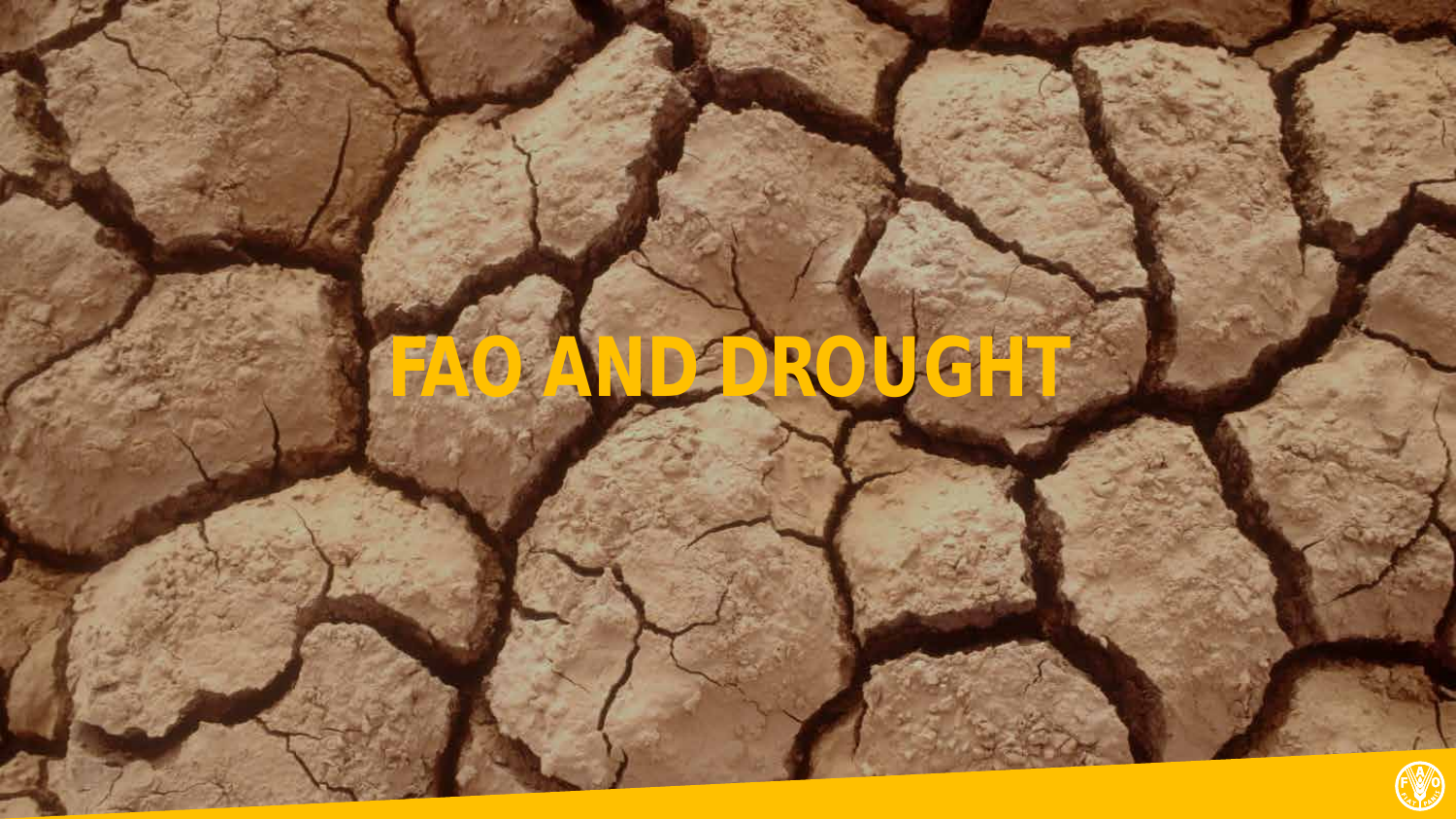# FAO AND DROUGHT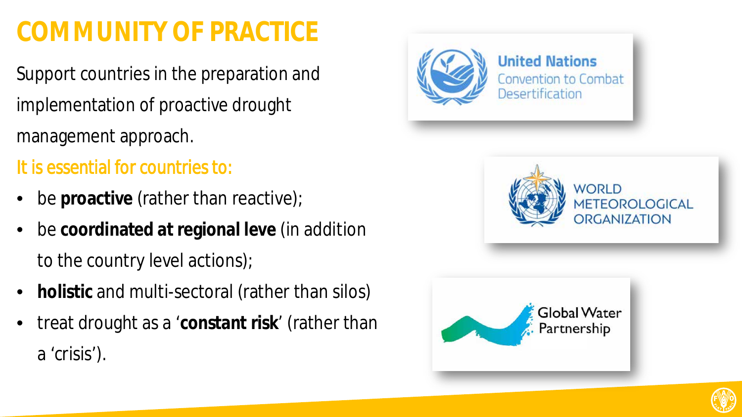# COMMUNITY OF PRACTICE

Support countries in the preparation and implementation of proactive drought management approach.

It is essential for countries to:

- be **proactive** (rather than reactive);
- be **coordinated at regional leve** (in addition to the country level actions);
- **holistic** and multi-sectoral (rather than silos)
- treat drought as a '**constant risk**' (rather than a 'crisis').

United Nations Convention to Combat Desertification

WORLD METEOROLOGICAL ORGANIZATION

Global Water Partnership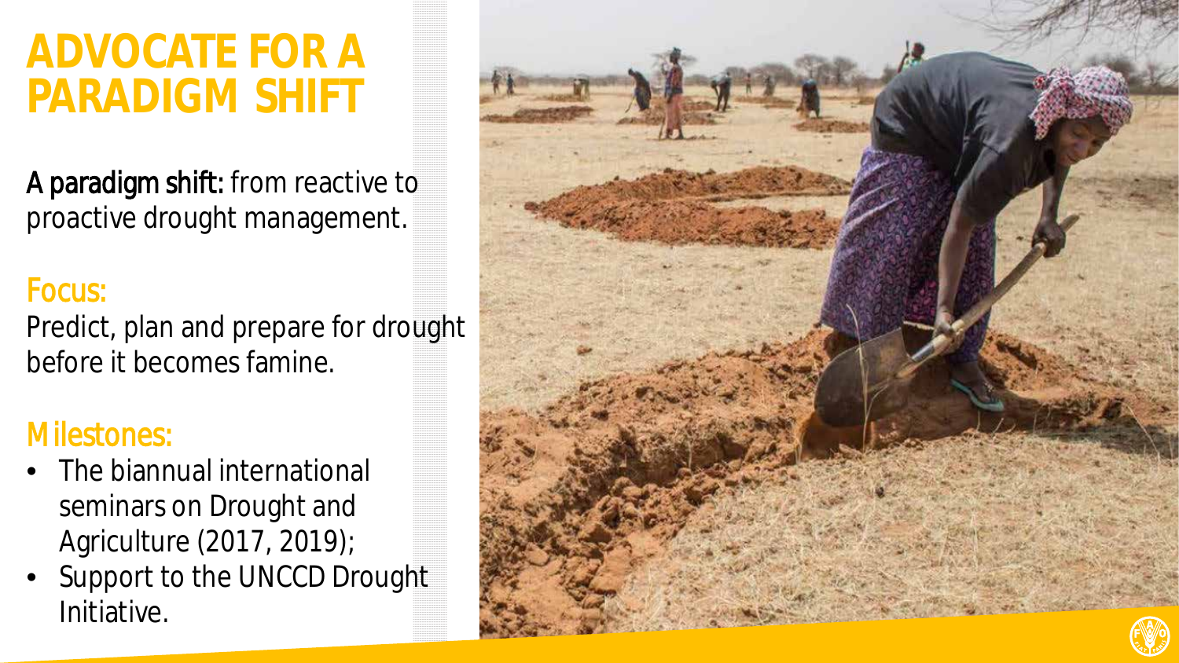# ADVOCATE FOR A PARADIGM SHIFT

**A paradigm shift:** from reactive to proactive drought management.

## Focus:

Predict, plan and prepare for drought before it becomes famine.

## Milestones:

- The biannual international seminars on Drought and Agriculture (2017, 2019);
- Support to the UNCCD Drought Initiative.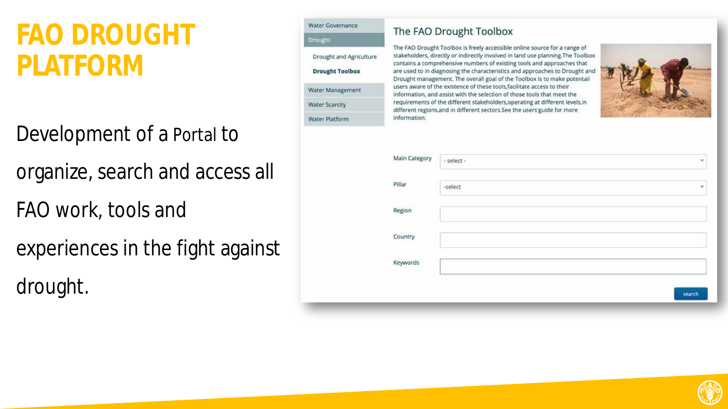# FAO DROUGHT PLATFORM

Development of a Portal to organize, search and access all FAO work, tools and experiences in the fight against drought.

Water Governance

Drought

Drought and Agriculture

**Drought Toolbox**

Water Management

Water Scarcity

Water Platform

## The FAO Drought Toolbox

The FAO Drought Toolbox is freely accessible online source for a range of stakeholders, directly or indirectly involved in land use planning.The Toolbox contains a comprehensive numbers of existing tools and approaches that are used to in diagnosing the characteristics and approaches to Drought and Drought management. The overall goal of the Toolbox is to make potentail users aware of the existence of these tools,facilitate access to their information, and assist with the selection of those tools that meet the requirements of the different stakeholders,operating at different levels,in different regions,and in different sectors.See the users'guide for more information.

Main Category: - select -

Pillar: -select

Region:

Country:

Keywords:

search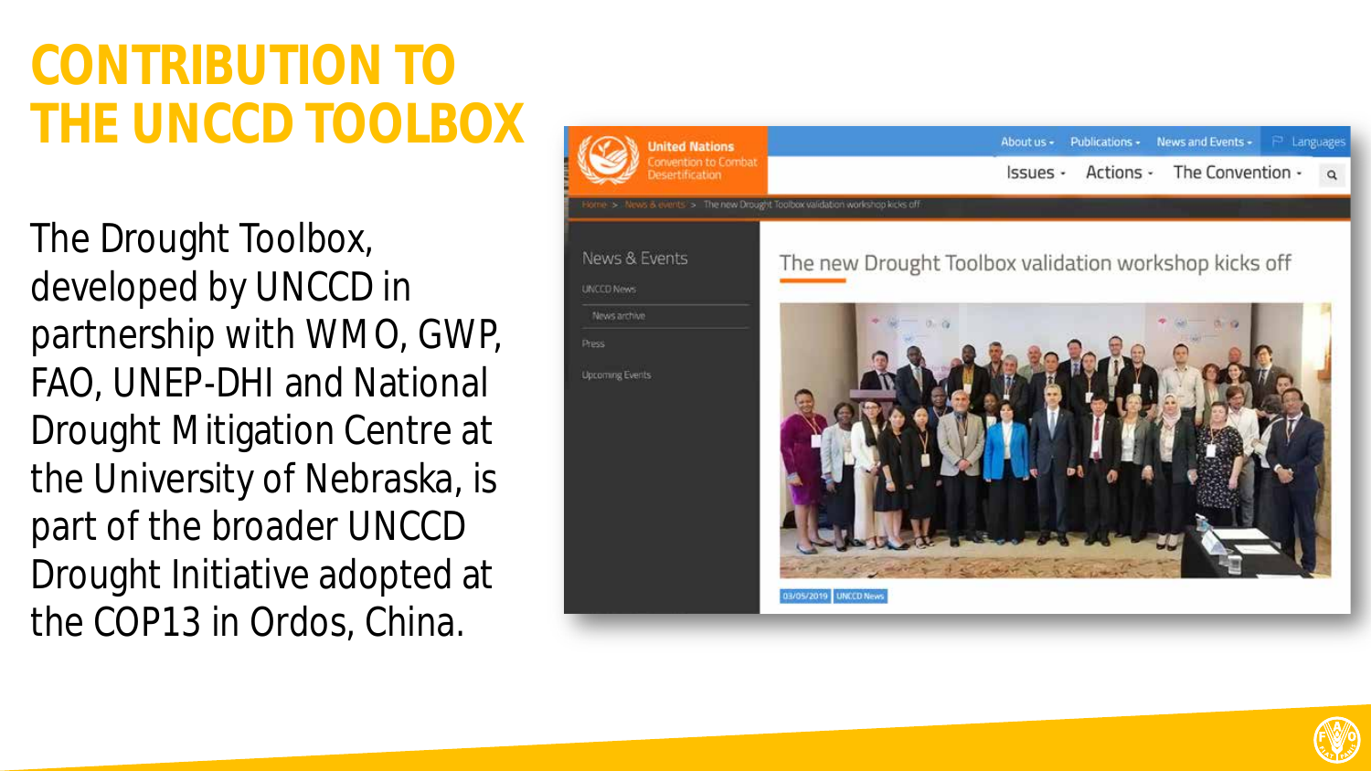# CONTRIBUTION TO THE UNCCD TOOLBOX

The Drought Toolbox, developed by UNCCD in partnership with WMO, GWP, FAO, UNEP-DHI and National Drought Mitigation Centre at the University of Nebraska, is part of the broader UNCCD Drought Initiative adopted at the COP13 in Ordos, China.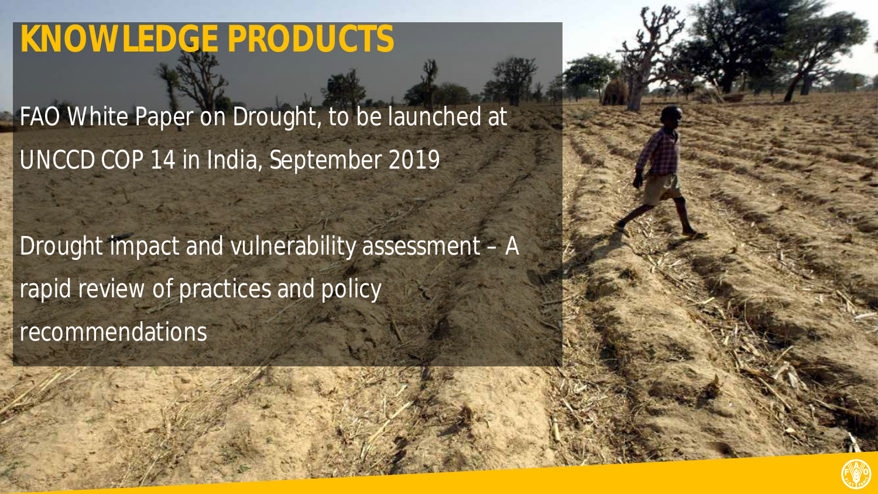# KNOWLEDGE PRODUCTS

FAO White Paper on Drought, to be launched at UNCCD COP 14 in India, September 2019

Drought impact and vulnerability assessment – A rapid review of practices and policy recommendations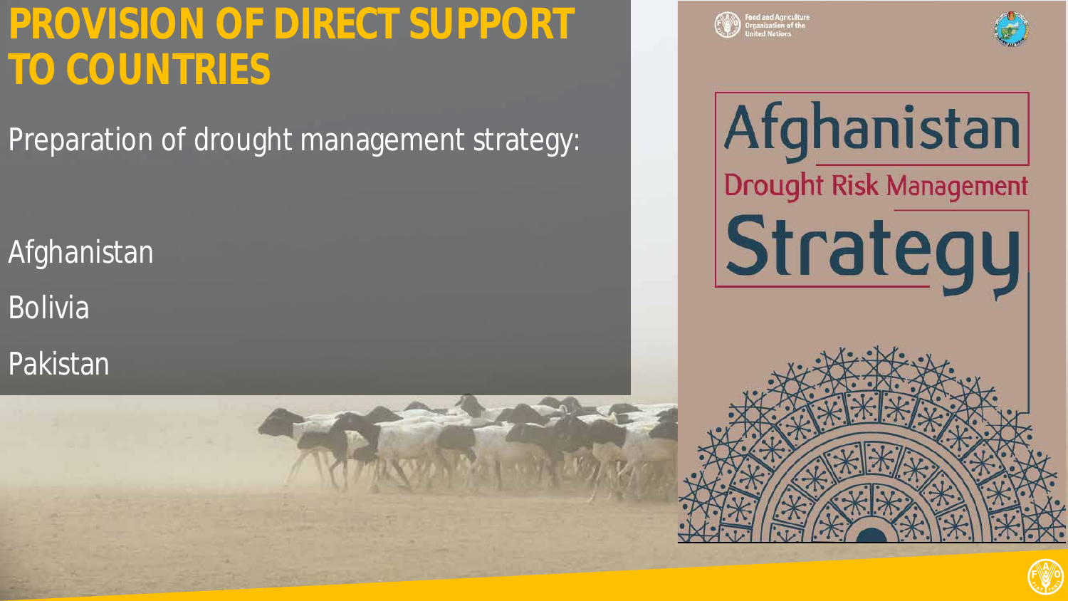# PROVISION OF DIRECT SUPPORT TO COUNTRIES

Preparation of drought management strategy:

Afghanistan

Bolivia

Pakistan

Food and Agriculture Organization of the United Nations

Afghanistan

Drought Risk Management

Strategy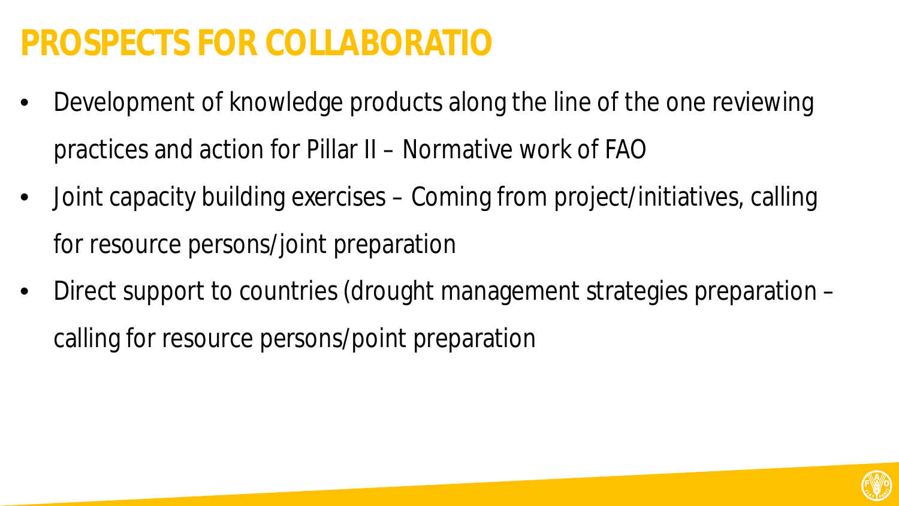# PROSPECTS FOR COLLABORATIO

- Development of knowledge products along the line of the one reviewing practices and action for Pillar II – Normative work of FAO
- Joint capacity building exercises – Coming from project/initiatives, calling for resource persons/joint preparation
- Direct support to countries (drought management strategies preparation – calling for resource persons/point preparation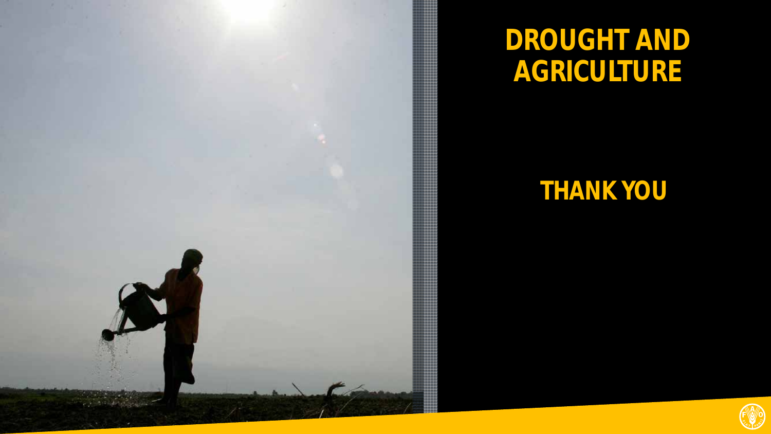# DROUGHT AND AGRICULTURE

## THANK YOU